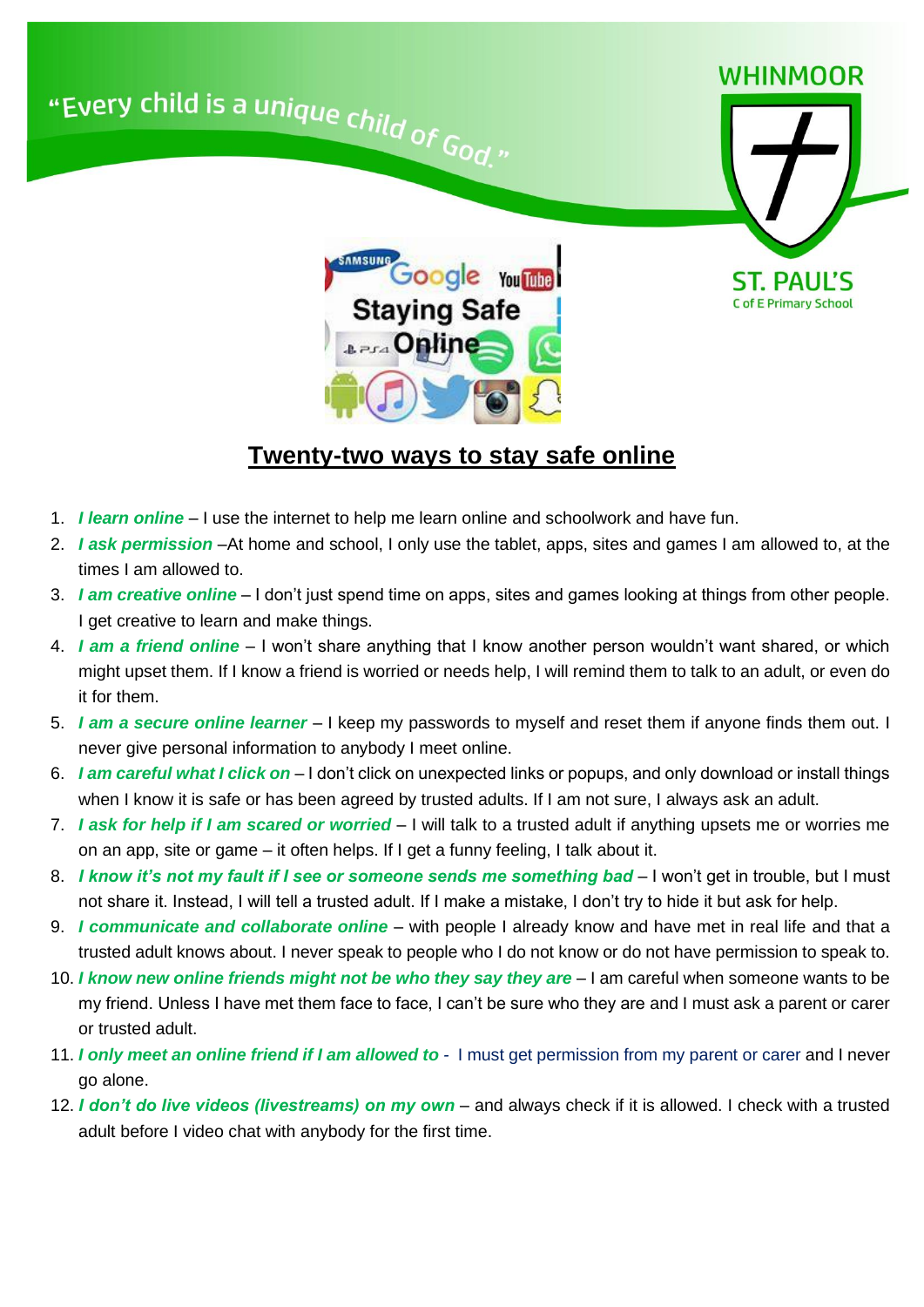"Every child is a unique child of God."

WHINMOOR

ST. PAUL'S
C of E Primary School

Staying Safe Online

# Twenty-two ways to stay safe online

1. ***I learn online*** – I use the internet to help me learn online and schoolwork and have fun.
2. ***I ask permission*** –At home and school, I only use the tablet, apps, sites and games I am allowed to, at the times I am allowed to.
3. ***I am creative online*** – I don't just spend time on apps, sites and games looking at things from other people. I get creative to learn and make things.
4. ***I am a friend online*** – I won't share anything that I know another person wouldn't want shared, or which might upset them. If I know a friend is worried or needs help, I will remind them to talk to an adult, or even do it for them.
5. ***I am a secure online learner*** – I keep my passwords to myself and reset them if anyone finds them out. I never give personal information to anybody I meet online.
6. ***I am careful what I click on*** – I don't click on unexpected links or popups, and only download or install things when I know it is safe or has been agreed by trusted adults. If I am not sure, I always ask an adult.
7. ***I ask for help if I am scared or worried*** – I will talk to a trusted adult if anything upsets me or worries me on an app, site or game – it often helps. If I get a funny feeling, I talk about it.
8. ***I know it's not my fault if I see or someone sends me something bad*** – I won't get in trouble, but I must not share it. Instead, I will tell a trusted adult. If I make a mistake, I don't try to hide it but ask for help.
9. ***I communicate and collaborate online*** – with people I already know and have met in real life and that a trusted adult knows about. I never speak to people who I do not know or do not have permission to speak to.
10. ***I know new online friends might not be who they say they are*** – I am careful when someone wants to be my friend. Unless I have met them face to face, I can't be sure who they are and I must ask a parent or carer or trusted adult.
11. ***I only meet an online friend if I am allowed to*** - I must get permission from my parent or carer and I never go alone.
12. ***I don't do live videos (livestreams) on my own*** – and always check if it is allowed. I check with a trusted adult before I video chat with anybody for the first time.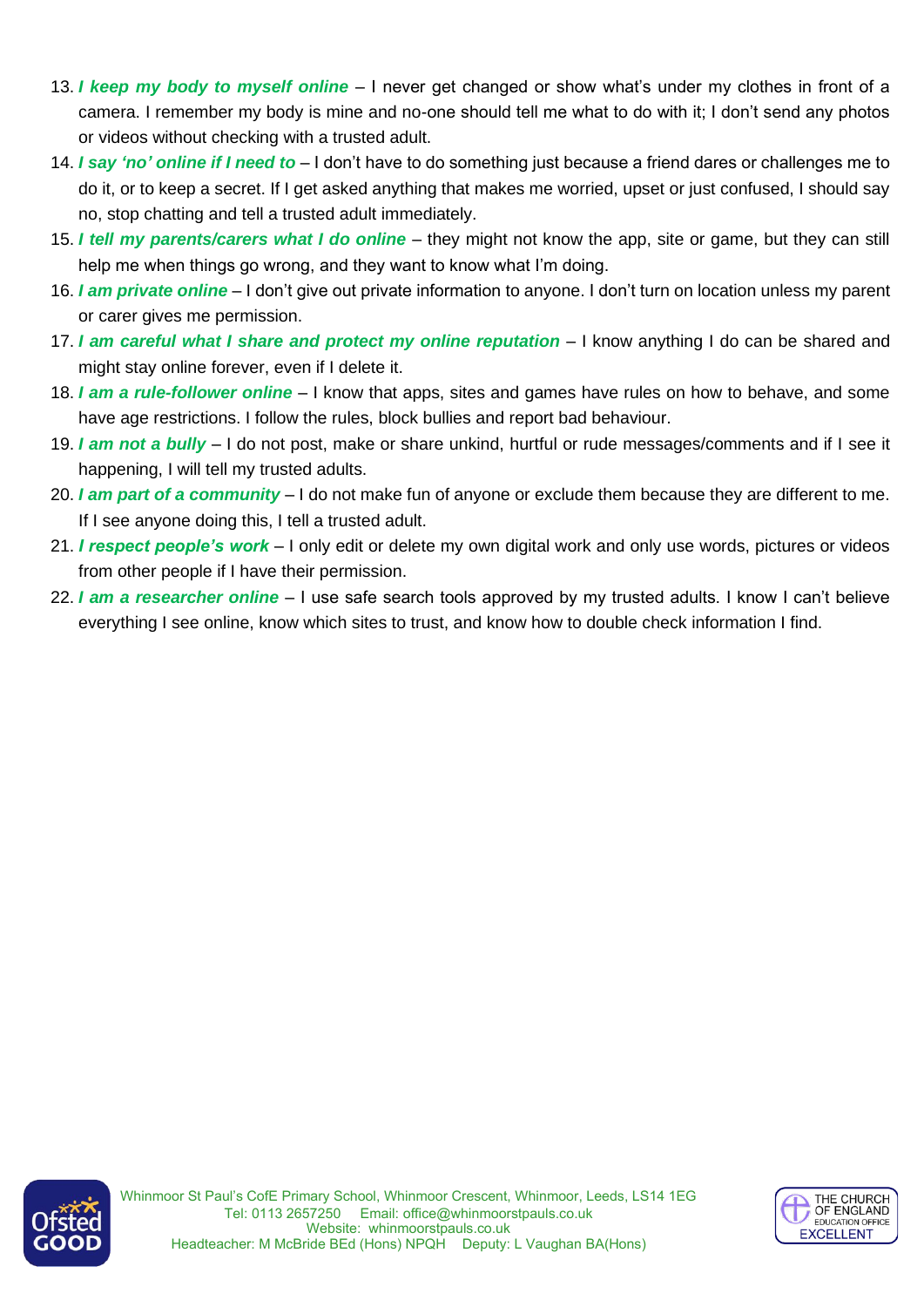13. ***I keep my body to myself online*** – I never get changed or show what's under my clothes in front of a camera. I remember my body is mine and no-one should tell me what to do with it; I don't send any photos or videos without checking with a trusted adult.
14. ***I say 'no' online if I need to*** – I don't have to do something just because a friend dares or challenges me to do it, or to keep a secret. If I get asked anything that makes me worried, upset or just confused, I should say no, stop chatting and tell a trusted adult immediately.
15. ***I tell my parents/carers what I do online*** – they might not know the app, site or game, but they can still help me when things go wrong, and they want to know what I'm doing.
16. ***I am private online*** – I don't give out private information to anyone. I don't turn on location unless my parent or carer gives me permission.
17. ***I am careful what I share and protect my online reputation*** – I know anything I do can be shared and might stay online forever, even if I delete it.
18. ***I am a rule-follower online*** – I know that apps, sites and games have rules on how to behave, and some have age restrictions. I follow the rules, block bullies and report bad behaviour.
19. ***I am not a bully*** – I do not post, make or share unkind, hurtful or rude messages/comments and if I see it happening, I will tell my trusted adults.
20. ***I am part of a community*** – I do not make fun of anyone or exclude them because they are different to me. If I see anyone doing this, I tell a trusted adult.
21. ***I respect people's work*** – I only edit or delete my own digital work and only use words, pictures or videos from other people if I have their permission.
22. ***I am a researcher online*** – I use safe search tools approved by my trusted adults. I know I can't believe everything I see online, know which sites to trust, and know how to double check information I find.